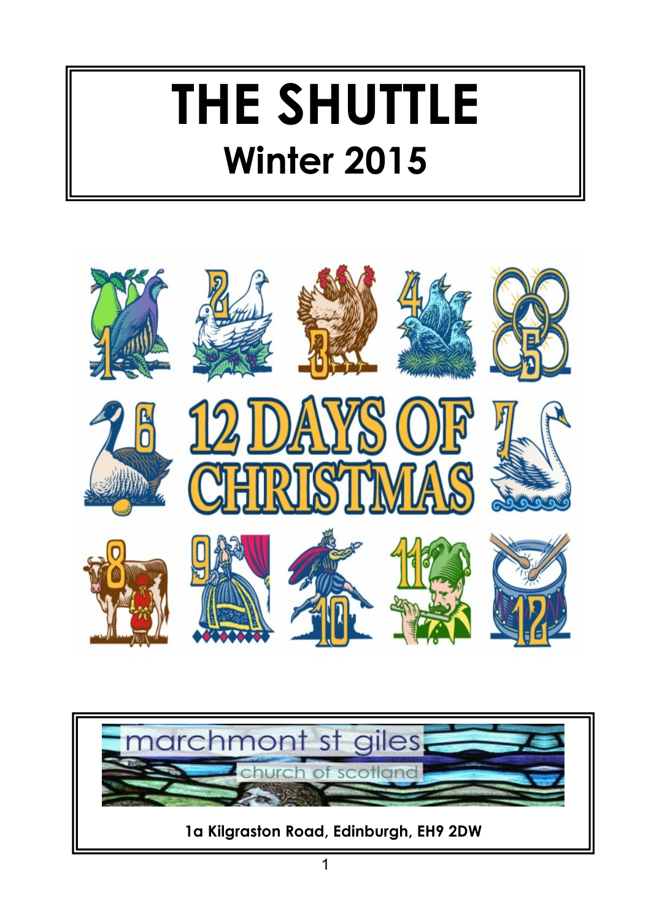# THE SHUTTLE

## Winter 2015

12 DAYS OF CHRISTMAS

marchmont st giles

church of scotland

**1a Kilgraston Road, Edinburgh, EH9 2DW**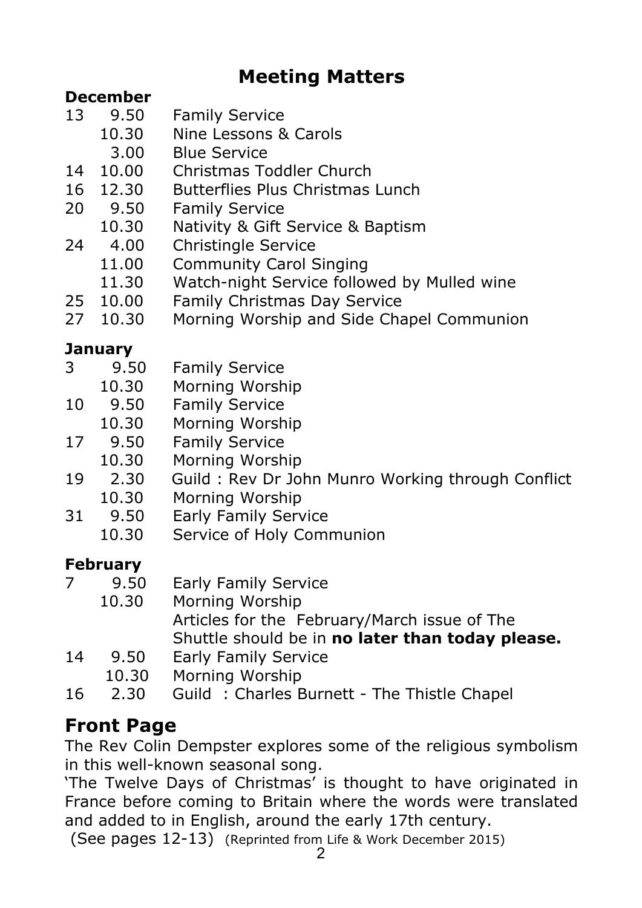# Meeting Matters

**December**

| | | |
|---|---|---|
| 13 | 9.50 | Family Service |
| | 10.30 | Nine Lessons & Carols |
| | 3.00 | Blue Service |
| 14 | 10.00 | Christmas Toddler Church |
| 16 | 12.30 | Butterflies Plus Christmas Lunch |
| 20 | 9.50 | Family Service |
| | 10.30 | Nativity & Gift Service & Baptism |
| 24 | 4.00 | Christingle Service |
| | 11.00 | Community Carol Singing |
| | 11.30 | Watch-night Service followed by Mulled wine |
| 25 | 10.00 | Family Christmas Day Service |
| 27 | 10.30 | Morning Worship and Side Chapel Communion |

**January**

| | | |
|---|---|---|
| 3 | 9.50 | Family Service |
| | 10.30 | Morning Worship |
| 10 | 9.50 | Family Service |
| | 10.30 | Morning Worship |
| 17 | 9.50 | Family Service |
| | 10.30 | Morning Worship |
| 19 | 2.30 | Guild : Rev Dr John Munro Working through Conflict |
| | 10.30 | Morning Worship |
| 31 | 9.50 | Early Family Service |
| | 10.30 | Service of Holy Communion |

**February**

| | | |
|---|---|---|
| 7 | 9.50 | Early Family Service |
| | 10.30 | Morning Worship |
| | | Articles for the February/March issue of The Shuttle should be in **no later than today please.** |
| 14 | 9.50 | Early Family Service |
| | 10.30 | Morning Worship |
| 16 | 2.30 | Guild : Charles Burnett - The Thistle Chapel |

## Front Page

The Rev Colin Dempster explores some of the religious symbolism in this well-known seasonal song.

'The Twelve Days of Christmas' is thought to have originated in France before coming to Britain where the words were translated and added to in English, around the early 17th century.

(See pages 12-13) (Reprinted from Life & Work December 2015)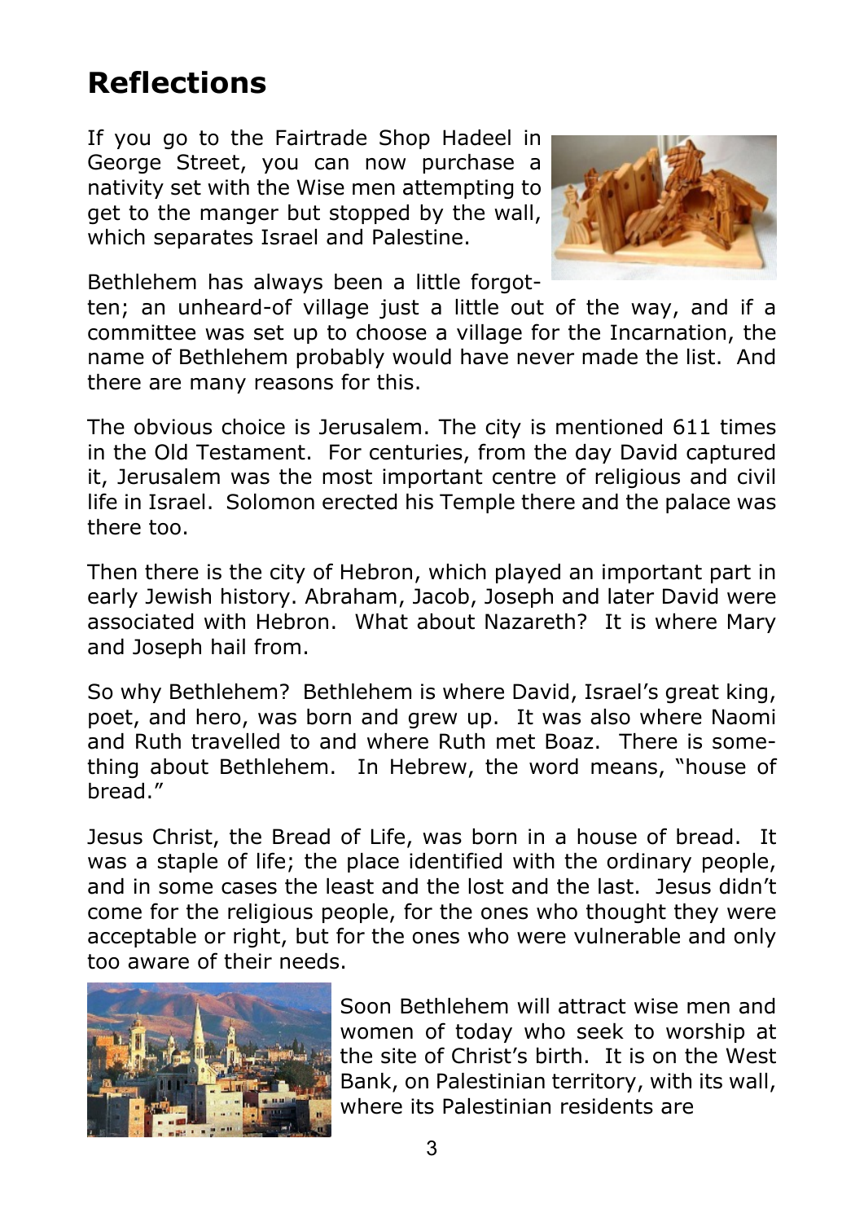# Reflections

If you go to the Fairtrade Shop Hadeel in George Street, you can now purchase a nativity set with the Wise men attempting to get to the manger but stopped by the wall, which separates Israel and Palestine.

Bethlehem has always been a little forgotten; an unheard-of village just a little out of the way, and if a committee was set up to choose a village for the Incarnation, the name of Bethlehem probably would have never made the list. And there are many reasons for this.

The obvious choice is Jerusalem. The city is mentioned 611 times in the Old Testament. For centuries, from the day David captured it, Jerusalem was the most important centre of religious and civil life in Israel. Solomon erected his Temple there and the palace was there too.

Then there is the city of Hebron, which played an important part in early Jewish history. Abraham, Jacob, Joseph and later David were associated with Hebron. What about Nazareth? It is where Mary and Joseph hail from.

So why Bethlehem? Bethlehem is where David, Israel's great king, poet, and hero, was born and grew up. It was also where Naomi and Ruth travelled to and where Ruth met Boaz. There is something about Bethlehem. In Hebrew, the word means, "house of bread."

Jesus Christ, the Bread of Life, was born in a house of bread. It was a staple of life; the place identified with the ordinary people, and in some cases the least and the lost and the last. Jesus didn't come for the religious people, for the ones who thought they were acceptable or right, but for the ones who were vulnerable and only too aware of their needs.

Soon Bethlehem will attract wise men and women of today who seek to worship at the site of Christ's birth. It is on the West Bank, on Palestinian territory, with its wall, where its Palestinian residents are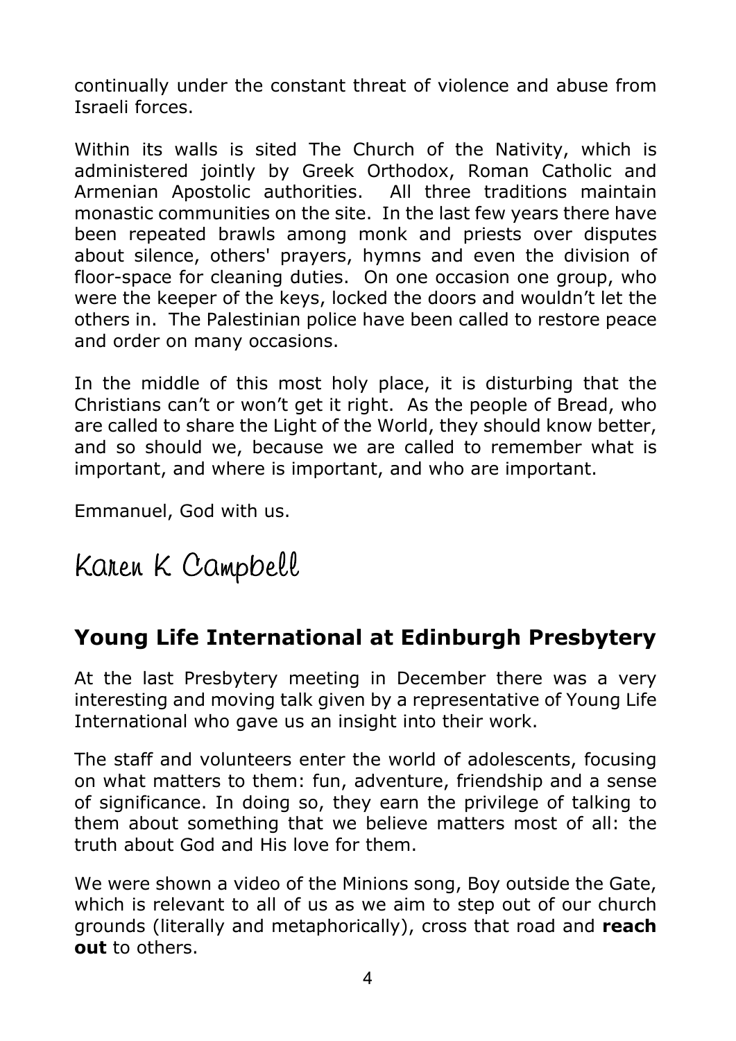continually under the constant threat of violence and abuse from Israeli forces.

Within its walls is sited The Church of the Nativity, which is administered jointly by Greek Orthodox, Roman Catholic and Armenian Apostolic authorities. All three traditions maintain monastic communities on the site. In the last few years there have been repeated brawls among monk and priests over disputes about silence, others' prayers, hymns and even the division of floor-space for cleaning duties. On one occasion one group, who were the keeper of the keys, locked the doors and wouldn't let the others in. The Palestinian police have been called to restore peace and order on many occasions.

In the middle of this most holy place, it is disturbing that the Christians can't or won't get it right. As the people of Bread, who are called to share the Light of the World, they should know better, and so should we, because we are called to remember what is important, and where is important, and who are important.

Emmanuel, God with us.

Karen K Campbell

## Young Life International at Edinburgh Presbytery

At the last Presbytery meeting in December there was a very interesting and moving talk given by a representative of Young Life International who gave us an insight into their work.

The staff and volunteers enter the world of adolescents, focusing on what matters to them: fun, adventure, friendship and a sense of significance. In doing so, they earn the privilege of talking to them about something that we believe matters most of all: the truth about God and His love for them.

We were shown a video of the Minions song, Boy outside the Gate, which is relevant to all of us as we aim to step out of our church grounds (literally and metaphorically), cross that road and **reach out** to others.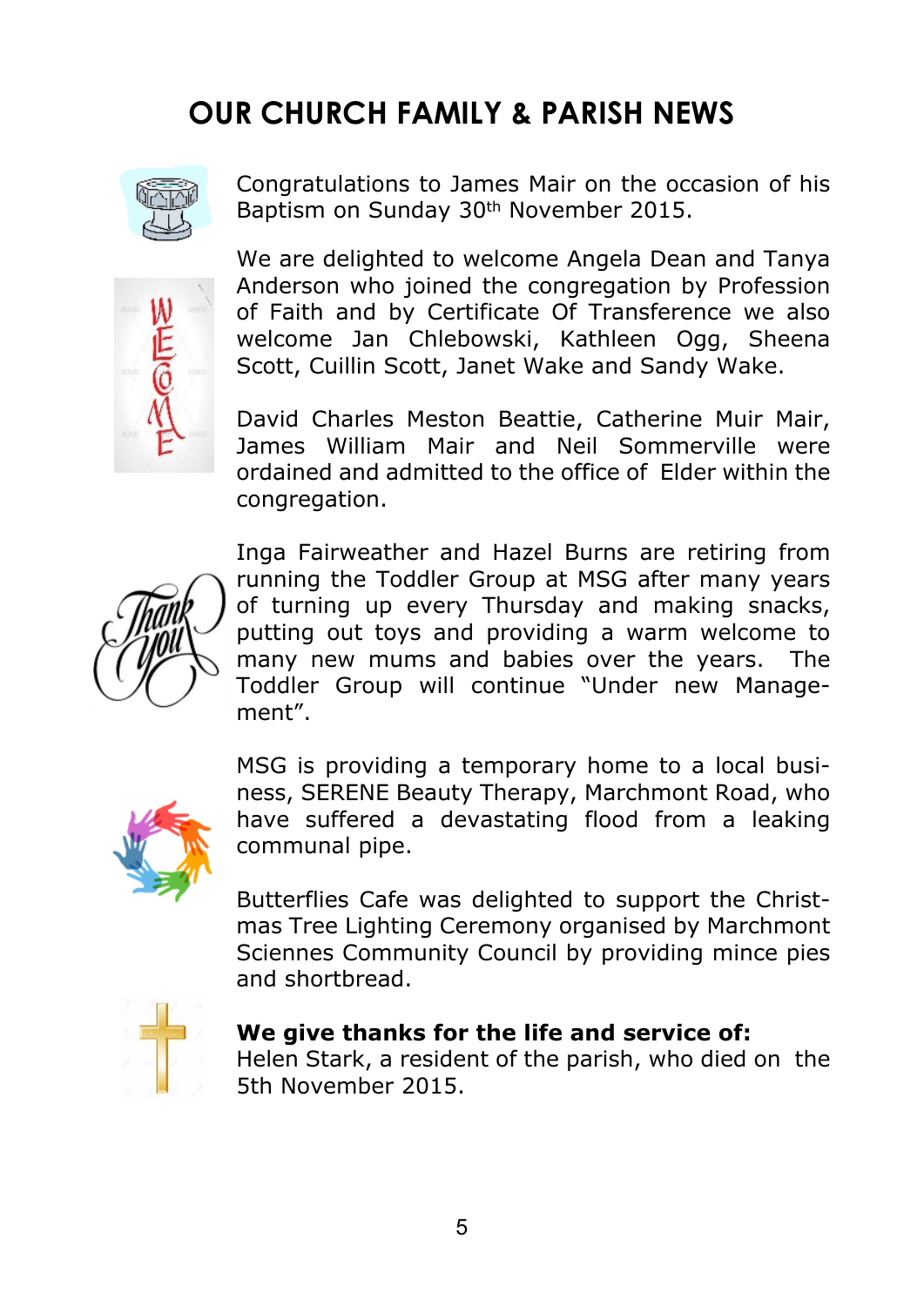# OUR CHURCH FAMILY & PARISH NEWS

Congratulations to James Mair on the occasion of his Baptism on Sunday 30th November 2015.

We are delighted to welcome Angela Dean and Tanya Anderson who joined the congregation by Profession of Faith and by Certificate Of Transference we also welcome Jan Chlebowski, Kathleen Ogg, Sheena Scott, Cuillin Scott, Janet Wake and Sandy Wake.

David Charles Meston Beattie, Catherine Muir Mair, James William Mair and Neil Sommerville were ordained and admitted to the office of Elder within the congregation.

Inga Fairweather and Hazel Burns are retiring from running the Toddler Group at MSG after many years of turning up every Thursday and making snacks, putting out toys and providing a warm welcome to many new mums and babies over the years. The Toddler Group will continue "Under new Management".

MSG is providing a temporary home to a local business, SERENE Beauty Therapy, Marchmont Road, who have suffered a devastating flood from a leaking communal pipe.

Butterflies Cafe was delighted to support the Christmas Tree Lighting Ceremony organised by Marchmont Sciennes Community Council by providing mince pies and shortbread.

**We give thanks for the life and service of:**
Helen Stark, a resident of the parish, who died on the 5th November 2015.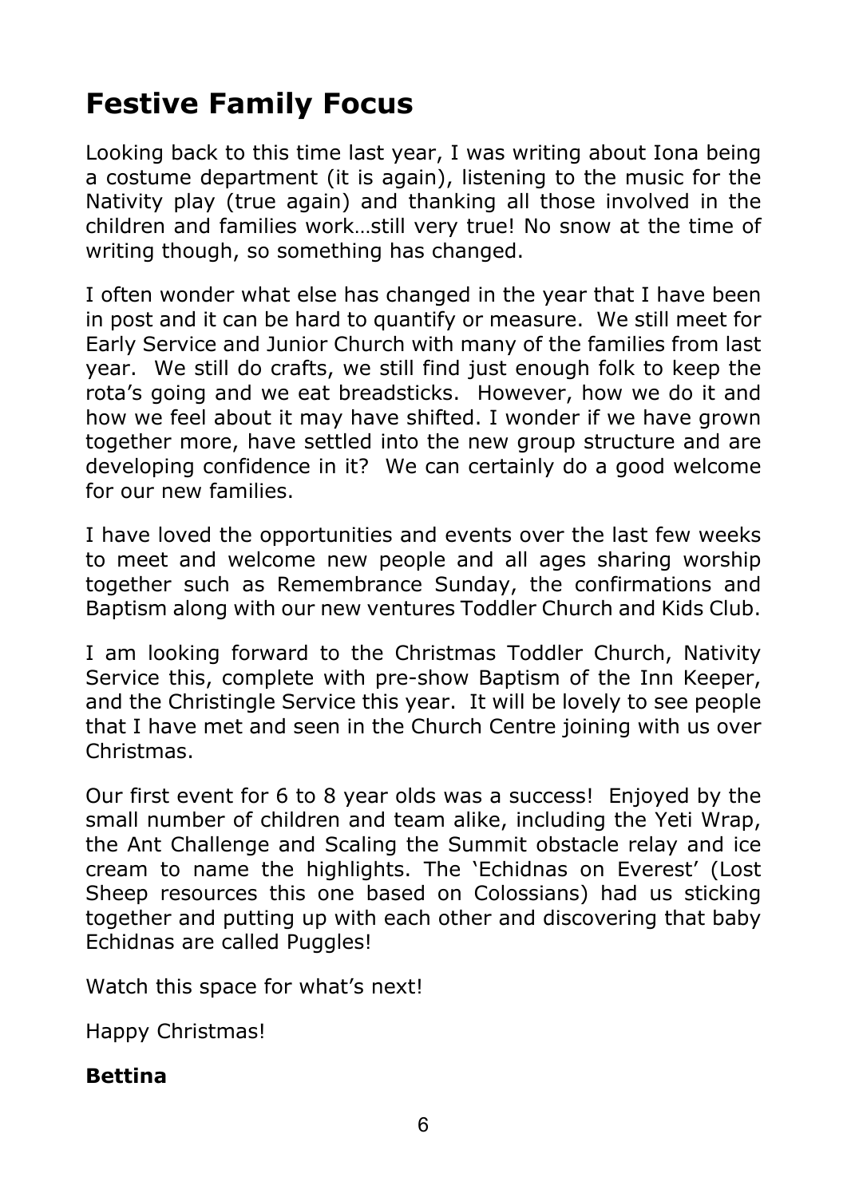# Festive Family Focus

Looking back to this time last year, I was writing about Iona being a costume department (it is again), listening to the music for the Nativity play (true again) and thanking all those involved in the children and families work…still very true! No snow at the time of writing though, so something has changed.

I often wonder what else has changed in the year that I have been in post and it can be hard to quantify or measure. We still meet for Early Service and Junior Church with many of the families from last year. We still do crafts, we still find just enough folk to keep the rota's going and we eat breadsticks. However, how we do it and how we feel about it may have shifted. I wonder if we have grown together more, have settled into the new group structure and are developing confidence in it? We can certainly do a good welcome for our new families.

I have loved the opportunities and events over the last few weeks to meet and welcome new people and all ages sharing worship together such as Remembrance Sunday, the confirmations and Baptism along with our new ventures Toddler Church and Kids Club.

I am looking forward to the Christmas Toddler Church, Nativity Service this, complete with pre-show Baptism of the Inn Keeper, and the Christingle Service this year. It will be lovely to see people that I have met and seen in the Church Centre joining with us over Christmas.

Our first event for 6 to 8 year olds was a success! Enjoyed by the small number of children and team alike, including the Yeti Wrap, the Ant Challenge and Scaling the Summit obstacle relay and ice cream to name the highlights. The 'Echidnas on Everest' (Lost Sheep resources this one based on Colossians) had us sticking together and putting up with each other and discovering that baby Echidnas are called Puggles!

Watch this space for what's next!

Happy Christmas!

**Bettina**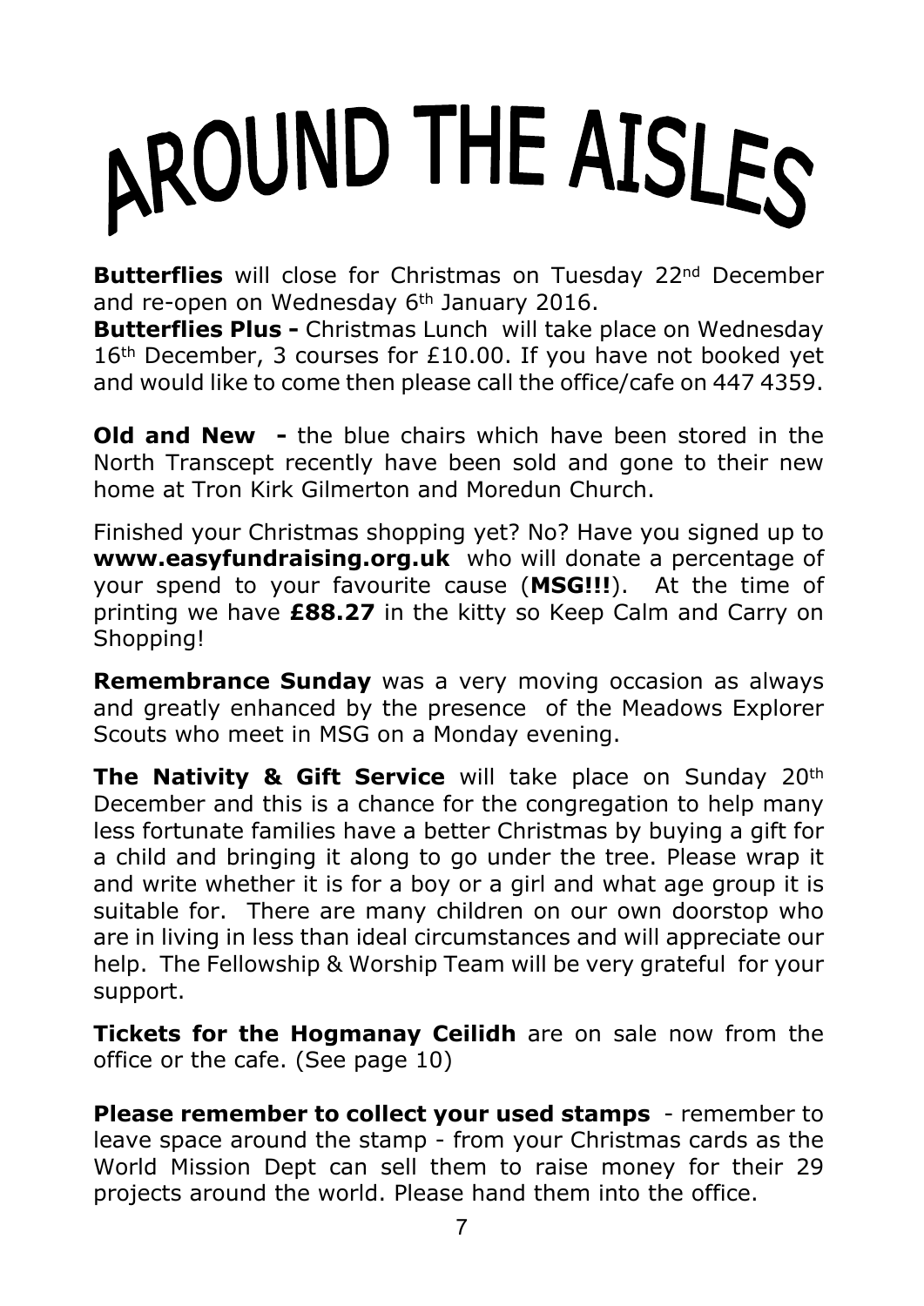# AROUND THE AISLES

**Butterflies** will close for Christmas on Tuesday 22nd December and re-open on Wednesday 6th January 2016.

**Butterflies Plus -** Christmas Lunch will take place on Wednesday 16th December, 3 courses for £10.00. If you have not booked yet and would like to come then please call the office/cafe on 447 4359.

**Old and New -** the blue chairs which have been stored in the North Transcept recently have been sold and gone to their new home at Tron Kirk Gilmerton and Moredun Church.

Finished your Christmas shopping yet? No? Have you signed up to **www.easyfundraising.org.uk** who will donate a percentage of your spend to your favourite cause (**MSG!!!**). At the time of printing we have **£88.27** in the kitty so Keep Calm and Carry on Shopping!

**Remembrance Sunday** was a very moving occasion as always and greatly enhanced by the presence of the Meadows Explorer Scouts who meet in MSG on a Monday evening.

**The Nativity & Gift Service** will take place on Sunday 20th December and this is a chance for the congregation to help many less fortunate families have a better Christmas by buying a gift for a child and bringing it along to go under the tree. Please wrap it and write whether it is for a boy or a girl and what age group it is suitable for. There are many children on our own doorstop who are in living in less than ideal circumstances and will appreciate our help. The Fellowship & Worship Team will be very grateful for your support.

**Tickets for the Hogmanay Ceilidh** are on sale now from the office or the cafe. (See page 10)

**Please remember to collect your used stamps** - remember to leave space around the stamp - from your Christmas cards as the World Mission Dept can sell them to raise money for their 29 projects around the world. Please hand them into the office.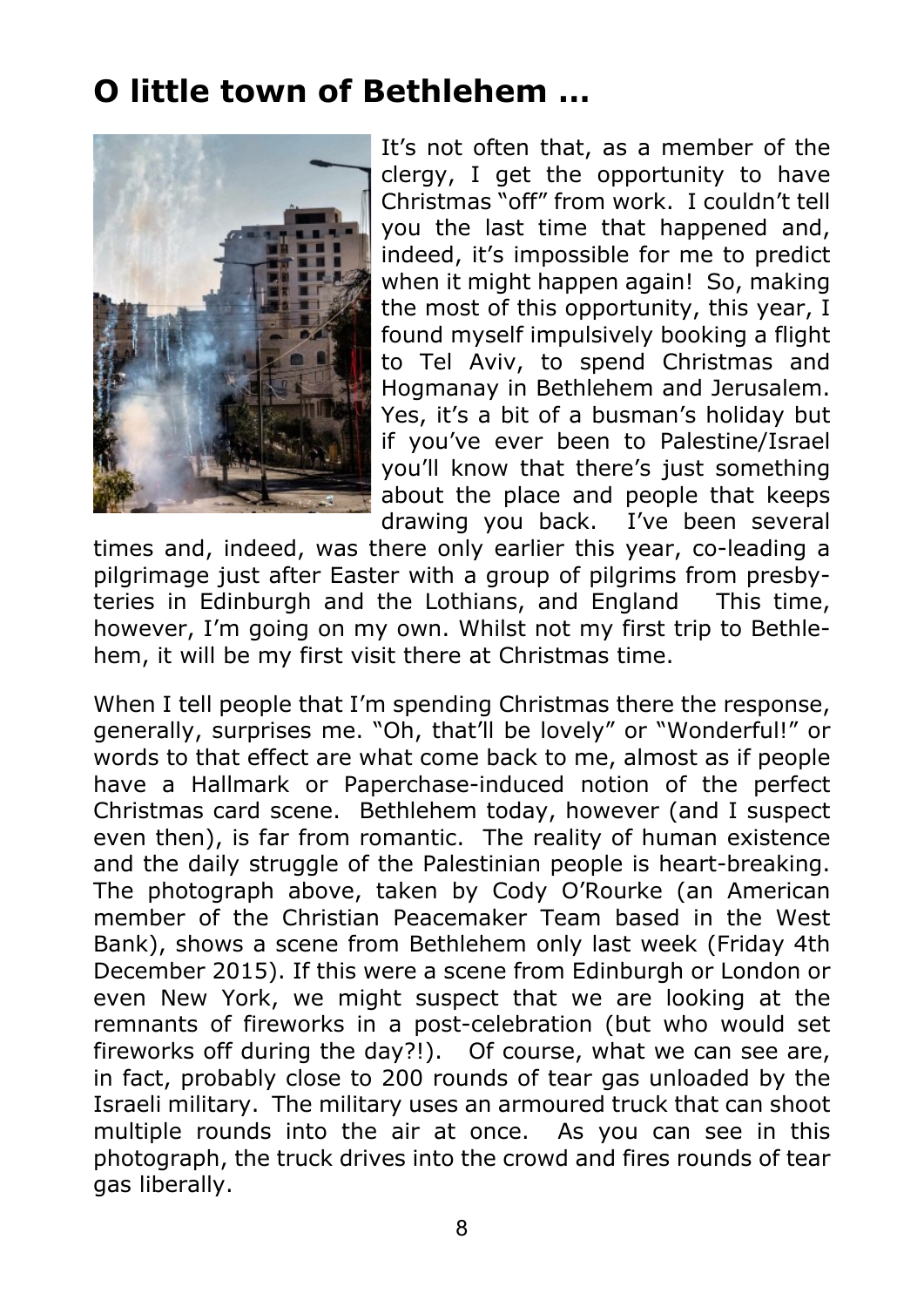# O little town of Bethlehem …

It's not often that, as a member of the clergy, I get the opportunity to have Christmas "off" from work. I couldn't tell you the last time that happened and, indeed, it's impossible for me to predict when it might happen again! So, making the most of this opportunity, this year, I found myself impulsively booking a flight to Tel Aviv, to spend Christmas and Hogmanay in Bethlehem and Jerusalem. Yes, it's a bit of a busman's holiday but if you've ever been to Palestine/Israel you'll know that there's just something about the place and people that keeps drawing you back. I've been several times and, indeed, was there only earlier this year, co-leading a pilgrimage just after Easter with a group of pilgrims from presbyteries in Edinburgh and the Lothians, and England This time, however, I'm going on my own. Whilst not my first trip to Bethlehem, it will be my first visit there at Christmas time.

When I tell people that I'm spending Christmas there the response, generally, surprises me. "Oh, that'll be lovely" or "Wonderful!" or words to that effect are what come back to me, almost as if people have a Hallmark or Paperchase-induced notion of the perfect Christmas card scene. Bethlehem today, however (and I suspect even then), is far from romantic. The reality of human existence and the daily struggle of the Palestinian people is heart-breaking. The photograph above, taken by Cody O'Rourke (an American member of the Christian Peacemaker Team based in the West Bank), shows a scene from Bethlehem only last week (Friday 4th December 2015). If this were a scene from Edinburgh or London or even New York, we might suspect that we are looking at the remnants of fireworks in a post-celebration (but who would set fireworks off during the day?!). Of course, what we can see are, in fact, probably close to 200 rounds of tear gas unloaded by the Israeli military. The military uses an armoured truck that can shoot multiple rounds into the air at once. As you can see in this photograph, the truck drives into the crowd and fires rounds of tear gas liberally.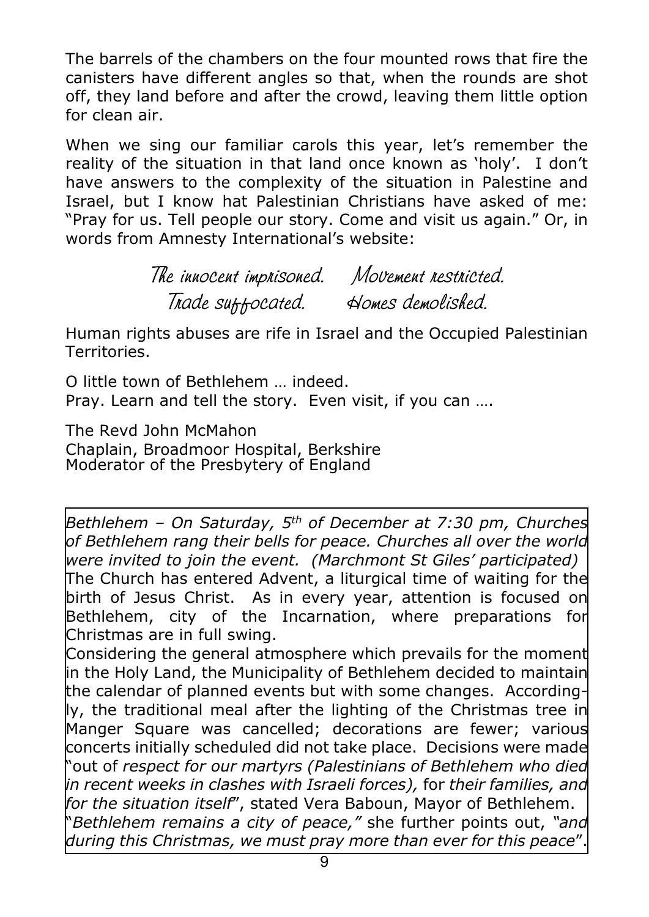The barrels of the chambers on the four mounted rows that fire the canisters have different angles so that, when the rounds are shot off, they land before and after the crowd, leaving them little option for clean air.

When we sing our familiar carols this year, let's remember the reality of the situation in that land once known as 'holy'. I don't have answers to the complexity of the situation in Palestine and Israel, but I know hat Palestinian Christians have asked of me: "Pray for us. Tell people our story. Come and visit us again." Or, in words from Amnesty International's website:

*The innocent imprisoned. Movement restricted.*
*Trade suffocated. Homes demolished.*

Human rights abuses are rife in Israel and the Occupied Palestinian Territories.

O little town of Bethlehem … indeed.
Pray. Learn and tell the story. Even visit, if you can ….

The Revd John McMahon
Chaplain, Broadmoor Hospital, Berkshire
Moderator of the Presbytery of England

---

*Bethlehem – On Saturday, 5th of December at 7:30 pm, Churches of Bethlehem rang their bells for peace. Churches all over the world were invited to join the event. (Marchmont St Giles' participated)*
The Church has entered Advent, a liturgical time of waiting for the birth of Jesus Christ. As in every year, attention is focused on Bethlehem, city of the Incarnation, where preparations for Christmas are in full swing.
Considering the general atmosphere which prevails for the moment in the Holy Land, the Municipality of Bethlehem decided to maintain the calendar of planned events but with some changes. Accordingly, the traditional meal after the lighting of the Christmas tree in Manger Square was cancelled; decorations are fewer; various concerts initially scheduled did not take place. Decisions were made "out of *respect for our martyrs (Palestinians of Bethlehem who died in recent weeks in clashes with Israeli forces),* for *their families, and for the situation itself*", stated Vera Baboun, Mayor of Bethlehem.
"*Bethlehem remains a city of peace,"* she further points out, *"and during this Christmas, we must pray more than ever for this peace*".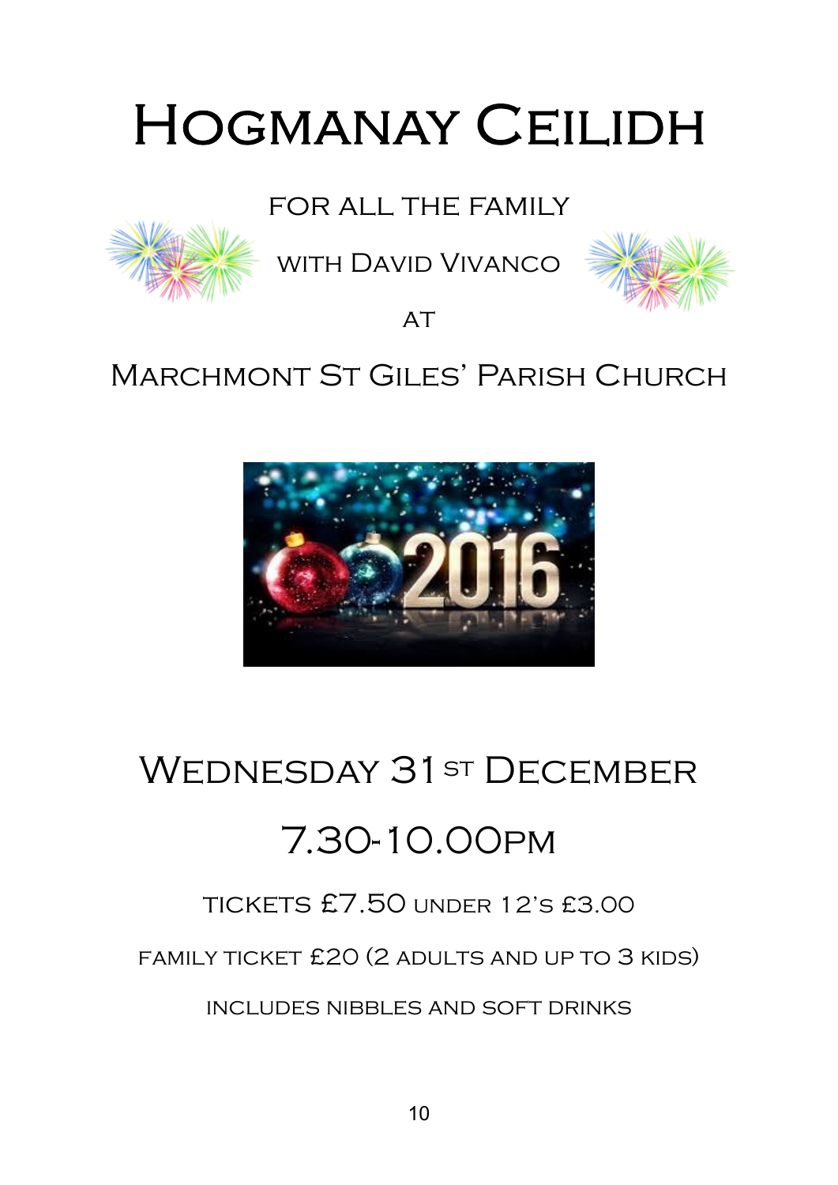# Hogmanay Ceilidh

for all the family

with David Vivanco

at

## Marchmont St Giles' Parish Church

## Wednesday 31st December

## 7.30-10.00pm

tickets £7.50 under 12's £3.00

family ticket £20 (2 adults and up to 3 kids)

includes nibbles and soft drinks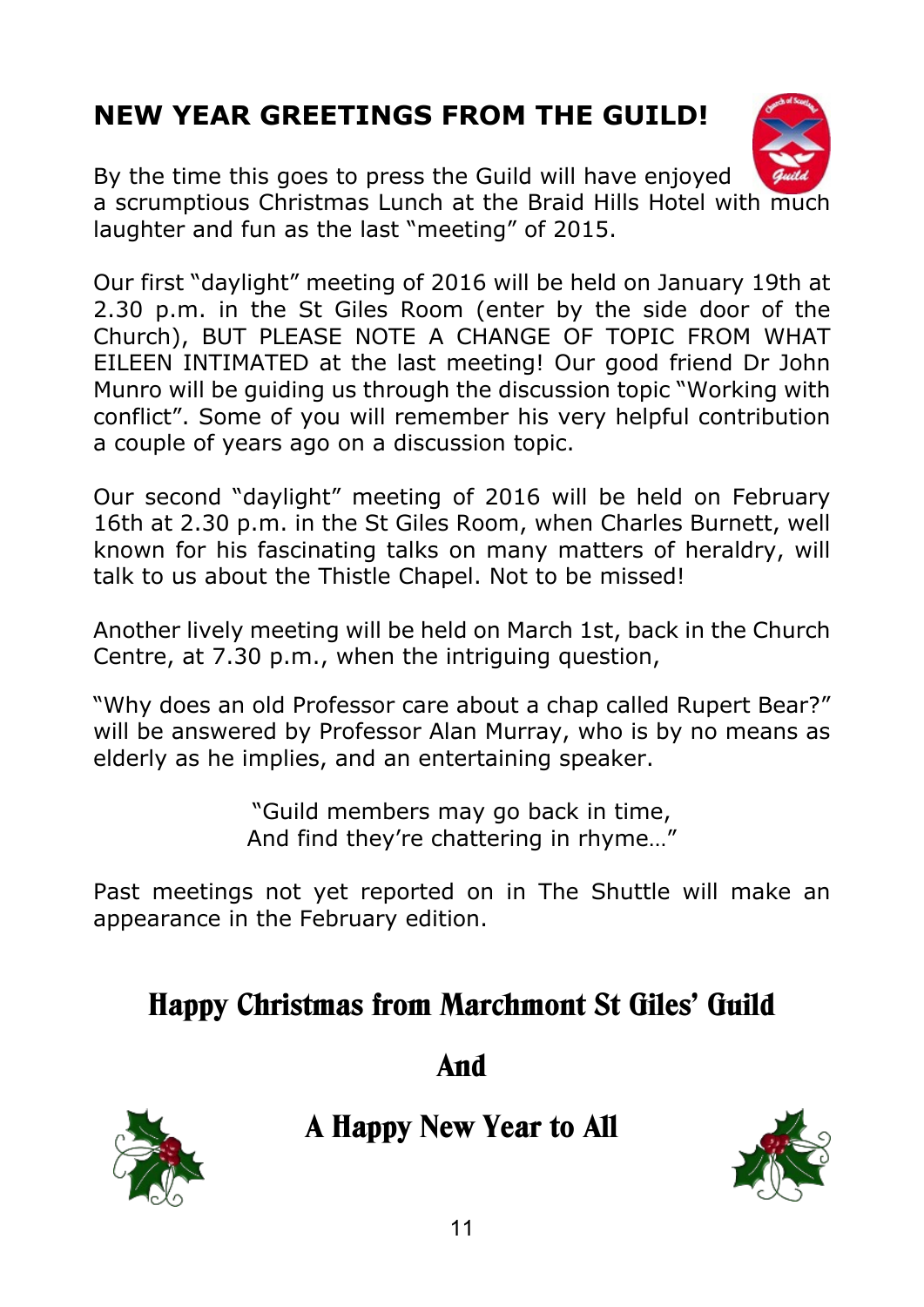# NEW YEAR GREETINGS FROM THE GUILD!

By the time this goes to press the Guild will have enjoyed a scrumptious Christmas Lunch at the Braid Hills Hotel with much laughter and fun as the last "meeting" of 2015.

Our first "daylight" meeting of 2016 will be held on January 19th at 2.30 p.m. in the St Giles Room (enter by the side door of the Church), BUT PLEASE NOTE A CHANGE OF TOPIC FROM WHAT EILEEN INTIMATED at the last meeting! Our good friend Dr John Munro will be guiding us through the discussion topic "Working with conflict". Some of you will remember his very helpful contribution a couple of years ago on a discussion topic.

Our second "daylight" meeting of 2016 will be held on February 16th at 2.30 p.m. in the St Giles Room, when Charles Burnett, well known for his fascinating talks on many matters of heraldry, will talk to us about the Thistle Chapel. Not to be missed!

Another lively meeting will be held on March 1st, back in the Church Centre, at 7.30 p.m., when the intriguing question,

"Why does an old Professor care about a chap called Rupert Bear?" will be answered by Professor Alan Murray, who is by no means as elderly as he implies, and an entertaining speaker.

"Guild members may go back in time,
And find they're chattering in rhyme…"

Past meetings not yet reported on in The Shuttle will make an appearance in the February edition.

## Happy Christmas from Marchmont St Giles' Guild

## And

## A Happy New Year to All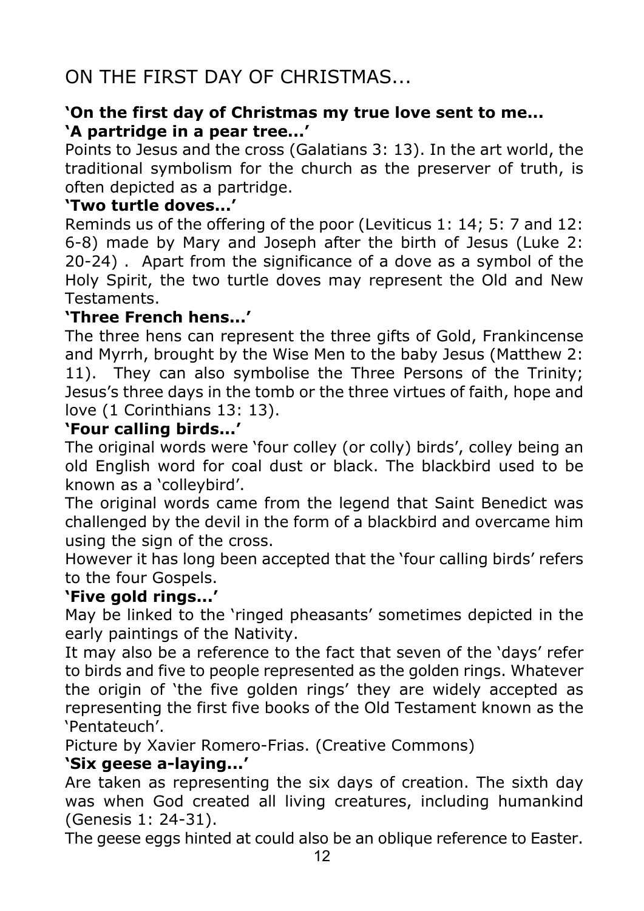# ON THE FIRST DAY OF CHRISTMAS...

**'On the first day of Christmas my true love sent to me...**
**'A partridge in a pear tree...'**

Points to Jesus and the cross (Galatians 3: 13). In the art world, the traditional symbolism for the church as the preserver of truth, is often depicted as a partridge.

**'Two turtle doves...'**

Reminds us of the offering of the poor (Leviticus 1: 14; 5: 7 and 12: 6-8) made by Mary and Joseph after the birth of Jesus (Luke 2: 20-24) . Apart from the significance of a dove as a symbol of the Holy Spirit, the two turtle doves may represent the Old and New Testaments.

**'Three French hens...'**

The three hens can represent the three gifts of Gold, Frankincense and Myrrh, brought by the Wise Men to the baby Jesus (Matthew 2: 11). They can also symbolise the Three Persons of the Trinity; Jesus's three days in the tomb or the three virtues of faith, hope and love (1 Corinthians 13: 13).

**'Four calling birds...'**

The original words were 'four colley (or colly) birds', colley being an old English word for coal dust or black. The blackbird used to be known as a 'colleybird'.

The original words came from the legend that Saint Benedict was challenged by the devil in the form of a blackbird and overcame him using the sign of the cross.

However it has long been accepted that the 'four calling birds' refers to the four Gospels.

**'Five gold rings...'**

May be linked to the 'ringed pheasants' sometimes depicted in the early paintings of the Nativity.

It may also be a reference to the fact that seven of the 'days' refer to birds and five to people represented as the golden rings. Whatever the origin of 'the five golden rings' they are widely accepted as representing the first five books of the Old Testament known as the 'Pentateuch'.

Picture by Xavier Romero-Frias. (Creative Commons)

**'Six geese a-laying...'**

Are taken as representing the six days of creation. The sixth day was when God created all living creatures, including humankind (Genesis 1: 24-31).

The geese eggs hinted at could also be an oblique reference to Easter.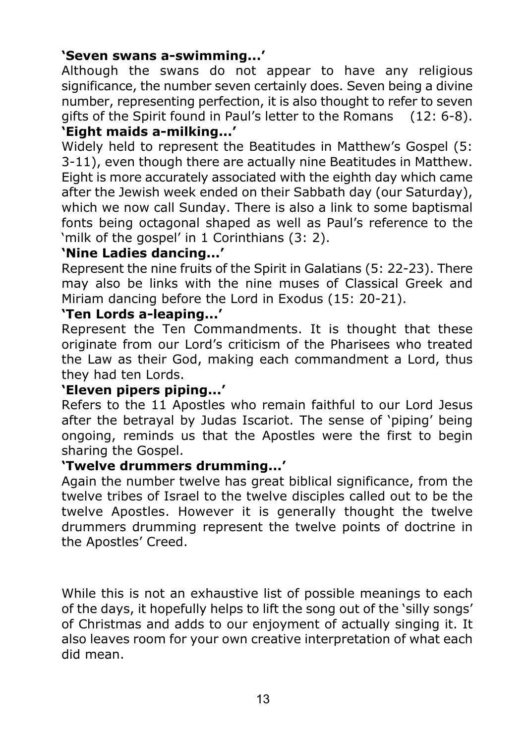**'Seven swans a-swimming...'**

Although the swans do not appear to have any religious significance, the number seven certainly does. Seven being a divine number, representing perfection, it is also thought to refer to seven gifts of the Spirit found in Paul's letter to the Romans (12: 6-8).

**'Eight maids a-milking...'**

Widely held to represent the Beatitudes in Matthew's Gospel (5: 3-11), even though there are actually nine Beatitudes in Matthew. Eight is more accurately associated with the eighth day which came after the Jewish week ended on their Sabbath day (our Saturday), which we now call Sunday. There is also a link to some baptismal fonts being octagonal shaped as well as Paul's reference to the 'milk of the gospel' in 1 Corinthians (3: 2).

**'Nine Ladies dancing...'**

Represent the nine fruits of the Spirit in Galatians (5: 22-23). There may also be links with the nine muses of Classical Greek and Miriam dancing before the Lord in Exodus (15: 20-21).

**'Ten Lords a-leaping...'**

Represent the Ten Commandments. It is thought that these originate from our Lord's criticism of the Pharisees who treated the Law as their God, making each commandment a Lord, thus they had ten Lords.

**'Eleven pipers piping...'**

Refers to the 11 Apostles who remain faithful to our Lord Jesus after the betrayal by Judas Iscariot. The sense of 'piping' being ongoing, reminds us that the Apostles were the first to begin sharing the Gospel.

**'Twelve drummers drumming...'**

Again the number twelve has great biblical significance, from the twelve tribes of Israel to the twelve disciples called out to be the twelve Apostles. However it is generally thought the twelve drummers drumming represent the twelve points of doctrine in the Apostles' Creed.

While this is not an exhaustive list of possible meanings to each of the days, it hopefully helps to lift the song out of the 'silly songs' of Christmas and adds to our enjoyment of actually singing it. It also leaves room for your own creative interpretation of what each did mean.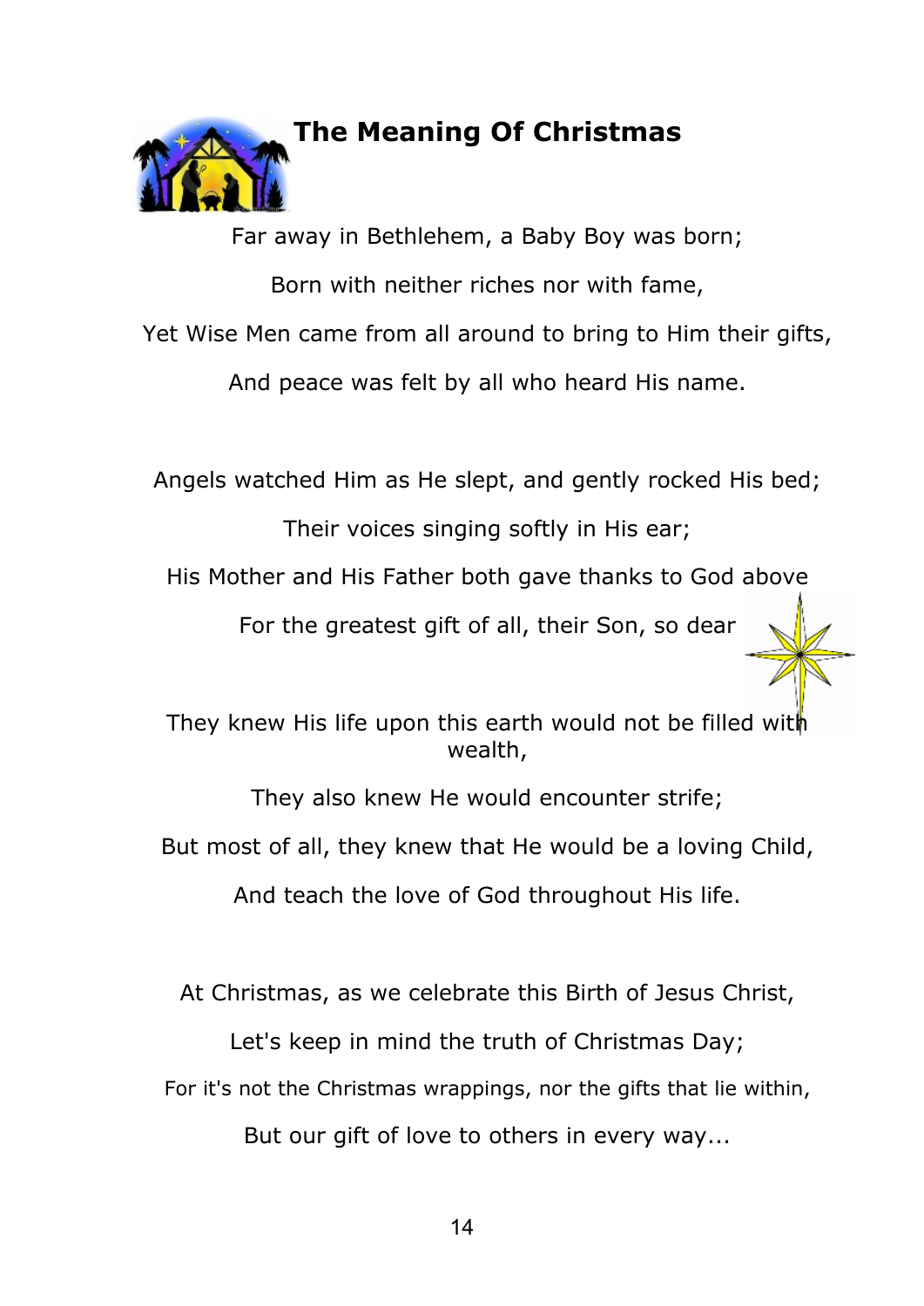## The Meaning Of Christmas

Far away in Bethlehem, a Baby Boy was born;

Born with neither riches nor with fame,

Yet Wise Men came from all around to bring to Him their gifts,

And peace was felt by all who heard His name.

Angels watched Him as He slept, and gently rocked His bed;

Their voices singing softly in His ear;

His Mother and His Father both gave thanks to God above

For the greatest gift of all, their Son, so dear

They knew His life upon this earth would not be filled with wealth,

They also knew He would encounter strife;

But most of all, they knew that He would be a loving Child,

And teach the love of God throughout His life.

At Christmas, as we celebrate this Birth of Jesus Christ,

Let's keep in mind the truth of Christmas Day;

For it's not the Christmas wrappings, nor the gifts that lie within,

But our gift of love to others in every way...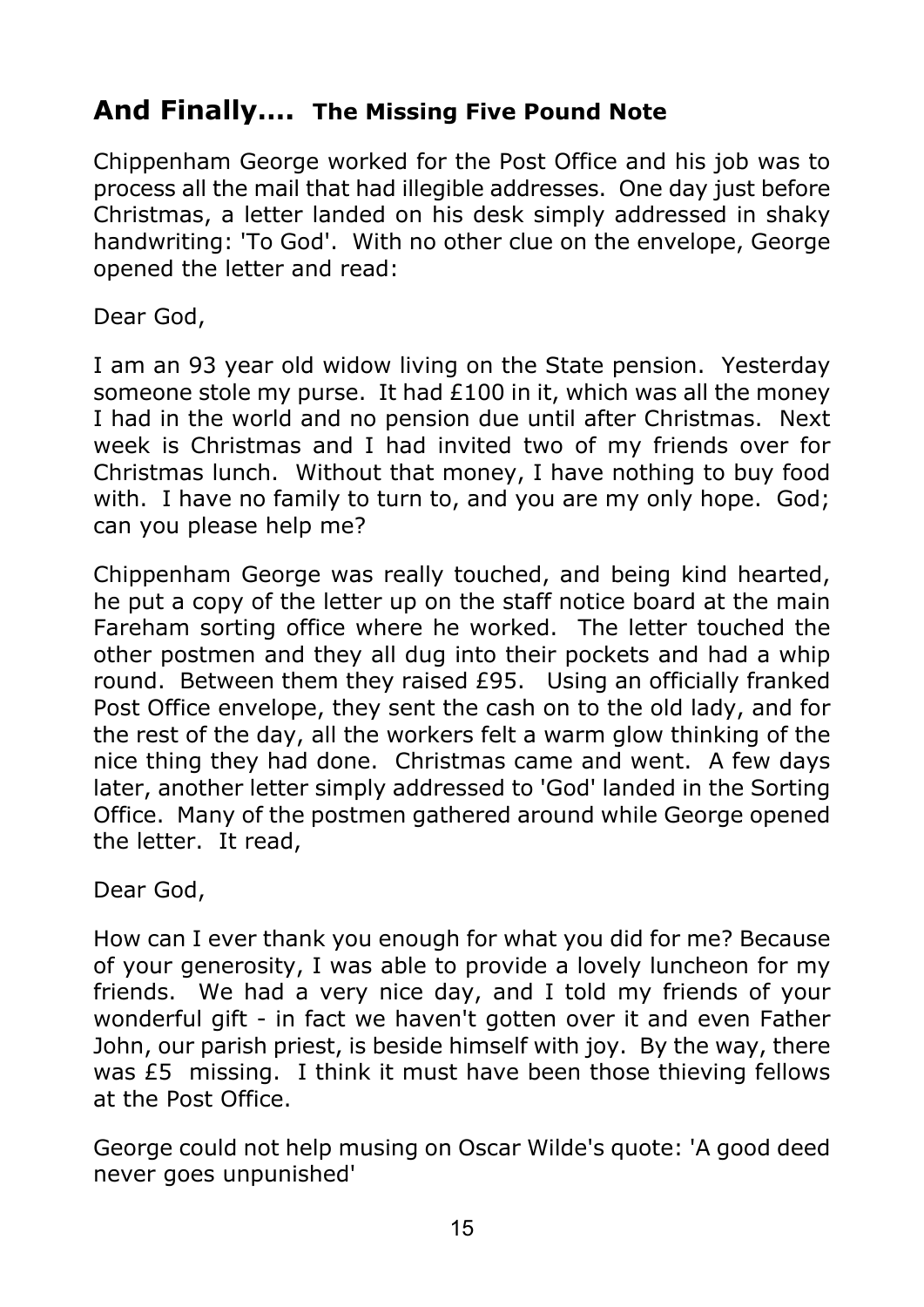## And Finally.... The Missing Five Pound Note

Chippenham George worked for the Post Office and his job was to process all the mail that had illegible addresses. One day just before Christmas, a letter landed on his desk simply addressed in shaky handwriting: 'To God'. With no other clue on the envelope, George opened the letter and read:

Dear God,

I am an 93 year old widow living on the State pension. Yesterday someone stole my purse. It had £100 in it, which was all the money I had in the world and no pension due until after Christmas. Next week is Christmas and I had invited two of my friends over for Christmas lunch. Without that money, I have nothing to buy food with. I have no family to turn to, and you are my only hope. God; can you please help me?

Chippenham George was really touched, and being kind hearted, he put a copy of the letter up on the staff notice board at the main Fareham sorting office where he worked. The letter touched the other postmen and they all dug into their pockets and had a whip round. Between them they raised £95. Using an officially franked Post Office envelope, they sent the cash on to the old lady, and for the rest of the day, all the workers felt a warm glow thinking of the nice thing they had done. Christmas came and went. A few days later, another letter simply addressed to 'God' landed in the Sorting Office. Many of the postmen gathered around while George opened the letter. It read,

Dear God,

How can I ever thank you enough for what you did for me? Because of your generosity, I was able to provide a lovely luncheon for my friends. We had a very nice day, and I told my friends of your wonderful gift - in fact we haven't gotten over it and even Father John, our parish priest, is beside himself with joy. By the way, there was £5 missing. I think it must have been those thieving fellows at the Post Office.

George could not help musing on Oscar Wilde's quote: 'A good deed never goes unpunished'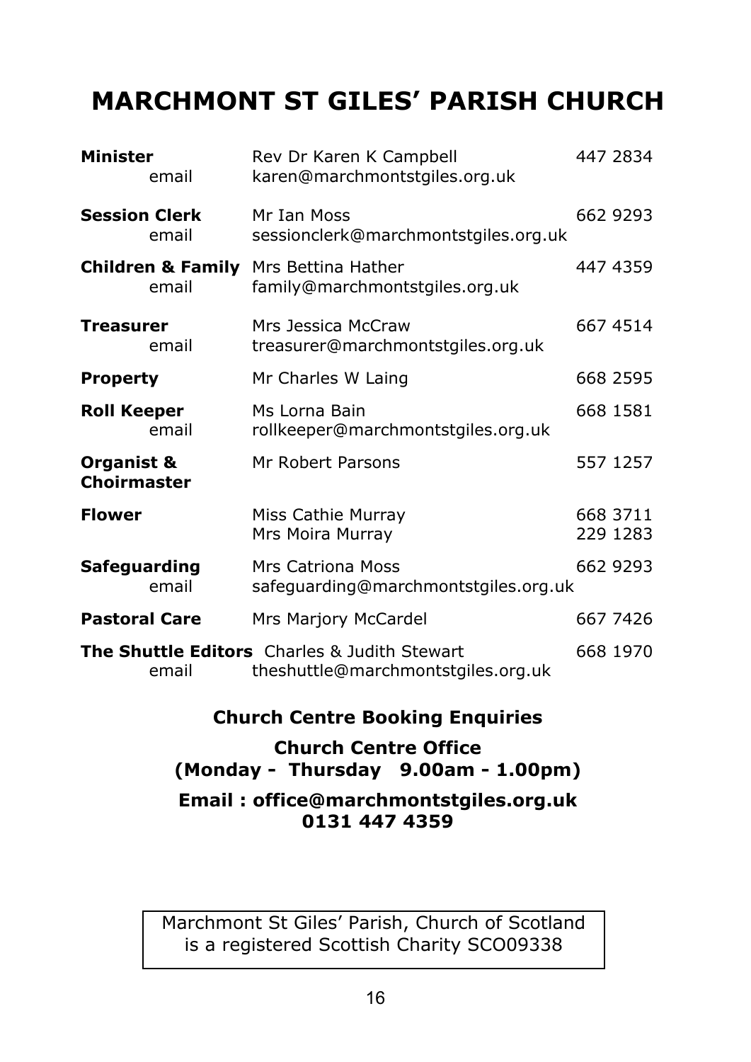# MARCHMONT ST GILES' PARISH CHURCH

| | | |
|---|---|---|
| **Minister** | Rev Dr Karen K Campbell | 447 2834 |
| email | karen@marchmontstgiles.org.uk | |
| **Session Clerk** | Mr Ian Moss | 662 9293 |
| email | sessionclerk@marchmontstgiles.org.uk | |
| **Children & Family** | Mrs Bettina Hather | 447 4359 |
| email | family@marchmontstgiles.org.uk | |
| **Treasurer** | Mrs Jessica McCraw | 667 4514 |
| email | treasurer@marchmontstgiles.org.uk | |
| **Property** | Mr Charles W Laing | 668 2595 |
| **Roll Keeper** | Ms Lorna Bain | 668 1581 |
| email | rollkeeper@marchmontstgiles.org.uk | |
| **Organist & Choirmaster** | Mr Robert Parsons | 557 1257 |
| **Flower** | Miss Cathie Murray | 668 3711 |
| | Mrs Moira Murray | 229 1283 |
| **Safeguarding** | Mrs Catriona Moss | 662 9293 |
| email | safeguarding@marchmontstgiles.org.uk | |
| **Pastoral Care** | Mrs Marjory McCardel | 667 7426 |
| **The Shuttle Editors** | Charles & Judith Stewart | 668 1970 |
| email | theshuttle@marchmontstgiles.org.uk | |

**Church Centre Booking Enquiries**

**Church Centre Office**
**(Monday - Thursday 9.00am - 1.00pm)**

**Email : office@marchmontstgiles.org.uk**
**0131 447 4359**

Marchmont St Giles' Parish, Church of Scotland is a registered Scottish Charity SCO09338